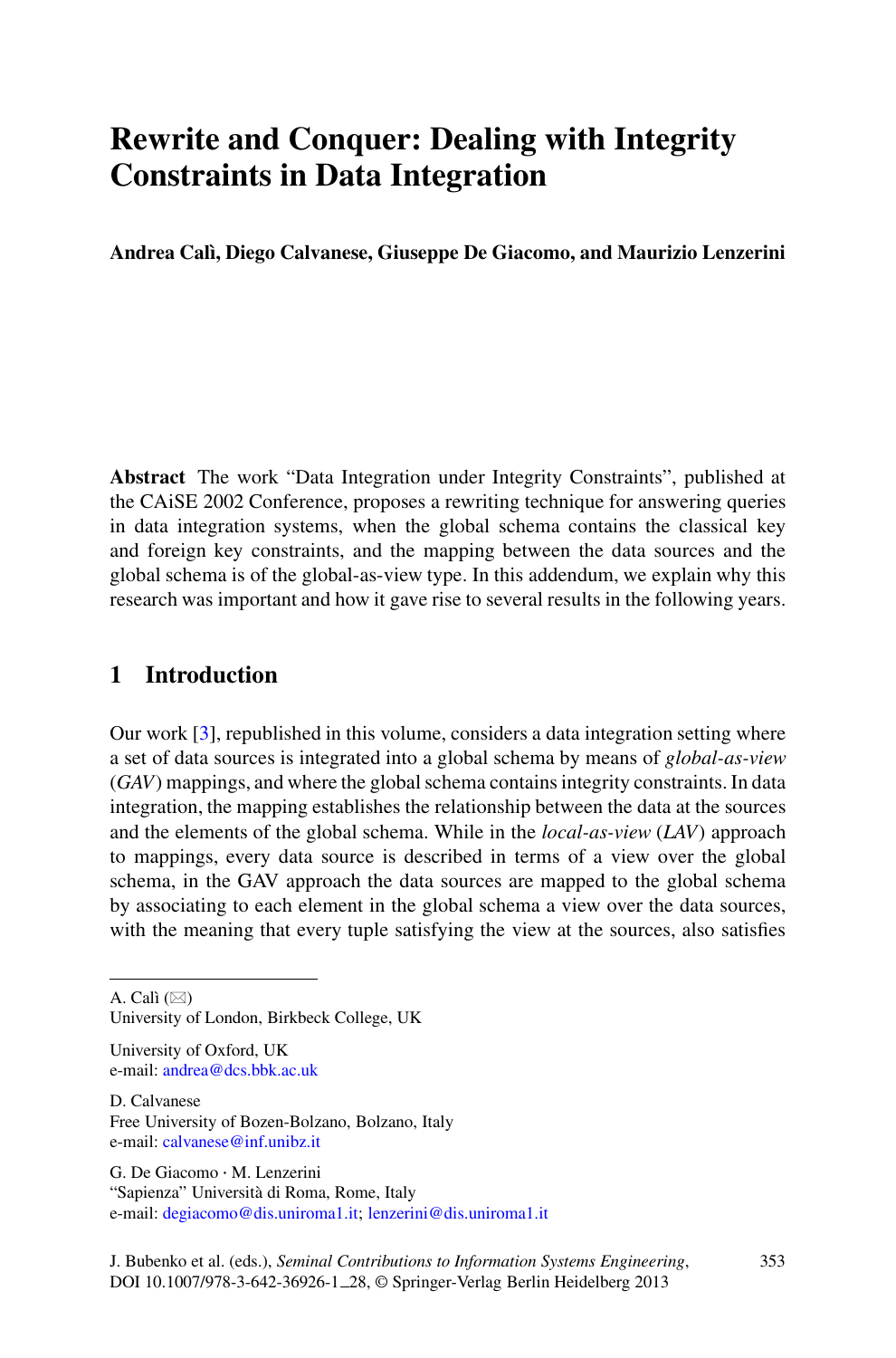# Rewrite and Conquer: Dealing with Integrity Constraints in Data Integration

**Andrea Calì, Diego Calvanese, Giuseppe De Giacomo, and Maurizio Lenzerini**

**Abstract** The work "Data Integration under Integrity Constraints", published at the CAiSE 2002 Conference, proposes a rewriting technique for answering queries in data integration systems, when the global schema contains the classical key and foreign key constraints, and the mapping between the data sources and the global schema is of the global-as-view type. In this addendum, we explain why this research was important and how it gave rise to several results in the following years.

## 1 Introduction

Our work [3], republished in this volume, considers a data integration setting where a set of data sources is integrated into a global schema by means of *global-as-view* (*GAV*) mappings, and where the global schema contains integrity constraints. In data integration, the mapping establishes the relationship between the data at the sources and the elements of the global schema. While in the *local-as-view* (*LAV*) approach to mappings, every data source is described in terms of a view over the global schema, in the GAV approach the data sources are mapped to the global schema by associating to each element in the global schema a view over the data sources, with the meaning that every tuple satisfying the view at the sources, also satisfies

---

A. Calì (✉)
University of London, Birkbeck College, UK

University of Oxford, UK
e-mail: andrea@dcs.bbk.ac.uk

D. Calvanese
Free University of Bozen-Bolzano, Bolzano, Italy
e-mail: calvanese@inf.unibz.it

G. De Giacomo · M. Lenzerini
"Sapienza" Università di Roma, Rome, Italy
e-mail: degiacomo@dis.uniroma1.it; lenzerini@dis.uniroma1.it

J. Bubenko et al. (eds.), *Seminal Contributions to Information Systems Engineering*, DOI 10.1007/978-3-642-36926-1_28, © Springer-Verlag Berlin Heidelberg 2013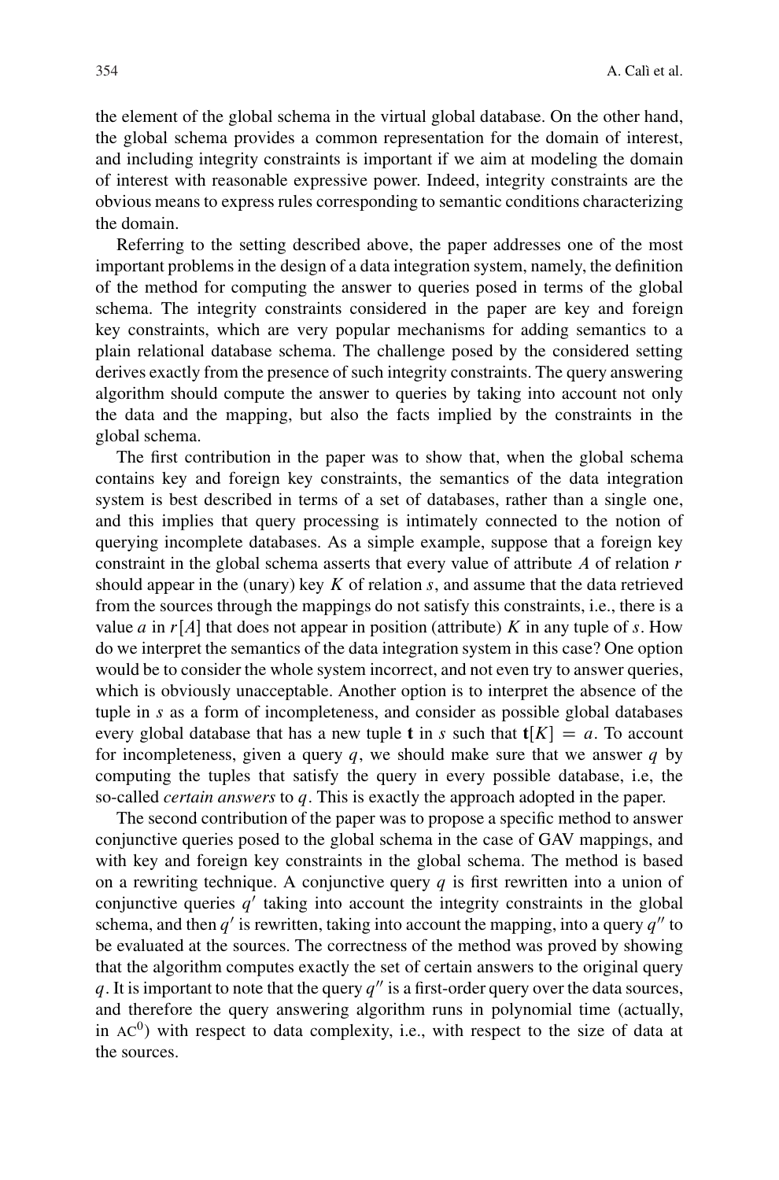the element of the global schema in the virtual global database. On the other hand, the global schema provides a common representation for the domain of interest, and including integrity constraints is important if we aim at modeling the domain of interest with reasonable expressive power. Indeed, integrity constraints are the obvious means to express rules corresponding to semantic conditions characterizing the domain.

Referring to the setting described above, the paper addresses one of the most important problems in the design of a data integration system, namely, the definition of the method for computing the answer to queries posed in terms of the global schema. The integrity constraints considered in the paper are key and foreign key constraints, which are very popular mechanisms for adding semantics to a plain relational database schema. The challenge posed by the considered setting derives exactly from the presence of such integrity constraints. The query answering algorithm should compute the answer to queries by taking into account not only the data and the mapping, but also the facts implied by the constraints in the global schema.

The first contribution in the paper was to show that, when the global schema contains key and foreign key constraints, the semantics of the data integration system is best described in terms of a set of databases, rather than a single one, and this implies that query processing is intimately connected to the notion of querying incomplete databases. As a simple example, suppose that a foreign key constraint in the global schema asserts that every value of attribute $A$ of relation $r$ should appear in the (unary) key $K$ of relation $s$, and assume that the data retrieved from the sources through the mappings do not satisfy this constraints, i.e., there is a value $a$ in $r[A]$ that does not appear in position (attribute) $K$ in any tuple of $s$. How do we interpret the semantics of the data integration system in this case? One option would be to consider the whole system incorrect, and not even try to answer queries, which is obviously unacceptable. Another option is to interpret the absence of the tuple in $s$ as a form of incompleteness, and consider as possible global databases every global database that has a new tuple $\mathbf{t}$ in $s$ such that $\mathbf{t}[K] = a$. To account for incompleteness, given a query $q$, we should make sure that we answer $q$ by computing the tuples that satisfy the query in every possible database, i.e, the so-called *certain answers* to $q$. This is exactly the approach adopted in the paper.

The second contribution of the paper was to propose a specific method to answer conjunctive queries posed to the global schema in the case of GAV mappings, and with key and foreign key constraints in the global schema. The method is based on a rewriting technique. A conjunctive query $q$ is first rewritten into a union of conjunctive queries $q'$ taking into account the integrity constraints in the global schema, and then $q'$ is rewritten, taking into account the mapping, into a query $q''$ to be evaluated at the sources. The correctness of the method was proved by showing that the algorithm computes exactly the set of certain answers to the original query $q$. It is important to note that the query $q''$ is a first-order query over the data sources, and therefore the query answering algorithm runs in polynomial time (actually, in $\text{AC}^0$) with respect to data complexity, i.e., with respect to the size of data at the sources.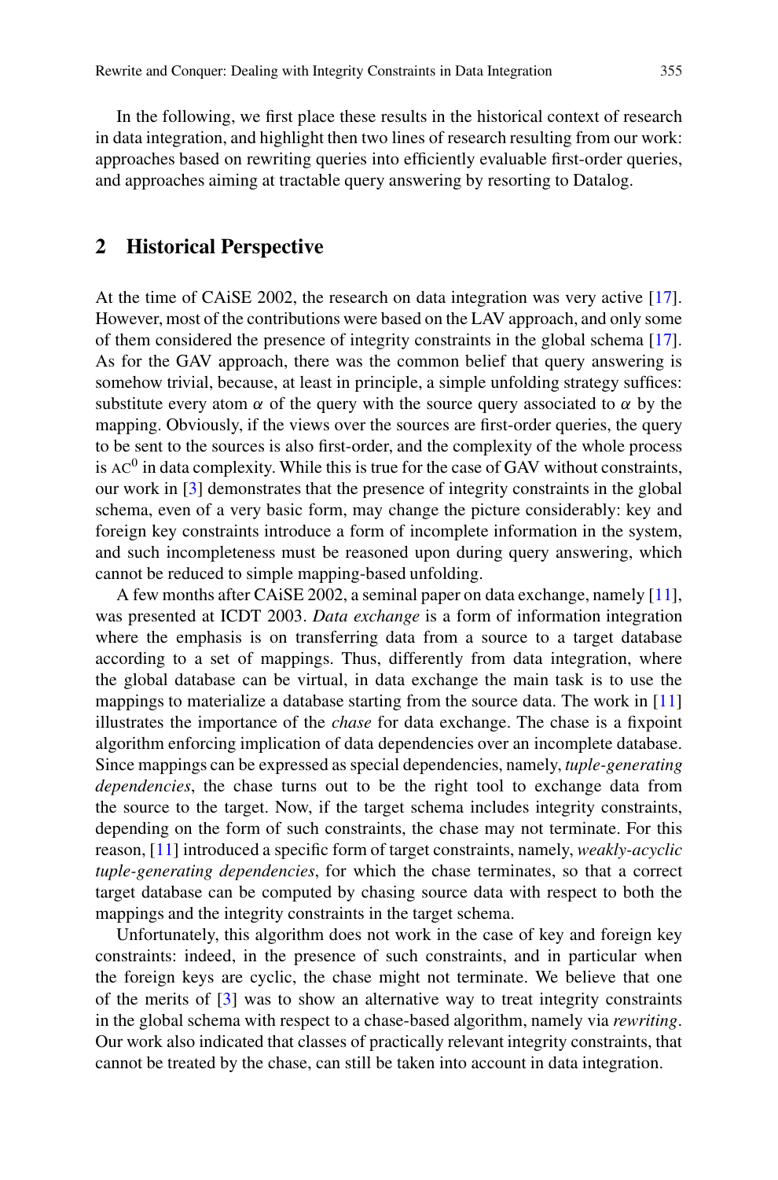In the following, we first place these results in the historical context of research in data integration, and highlight then two lines of research resulting from our work: approaches based on rewriting queries into efficiently evaluable first-order queries, and approaches aiming at tractable query answering by resorting to Datalog.

## 2 Historical Perspective

At the time of CAiSE 2002, the research on data integration was very active [17]. However, most of the contributions were based on the LAV approach, and only some of them considered the presence of integrity constraints in the global schema [17]. As for the GAV approach, there was the common belief that query answering is somehow trivial, because, at least in principle, a simple unfolding strategy suffices: substitute every atom $\alpha$ of the query with the source query associated to $\alpha$ by the mapping. Obviously, if the views over the sources are first-order queries, the query to be sent to the sources is also first-order, and the complexity of the whole process is $\mathrm{AC}^0$ in data complexity. While this is true for the case of GAV without constraints, our work in [3] demonstrates that the presence of integrity constraints in the global schema, even of a very basic form, may change the picture considerably: key and foreign key constraints introduce a form of incomplete information in the system, and such incompleteness must be reasoned upon during query answering, which cannot be reduced to simple mapping-based unfolding.

A few months after CAiSE 2002, a seminal paper on data exchange, namely [11], was presented at ICDT 2003. *Data exchange* is a form of information integration where the emphasis is on transferring data from a source to a target database according to a set of mappings. Thus, differently from data integration, where the global database can be virtual, in data exchange the main task is to use the mappings to materialize a database starting from the source data. The work in [11] illustrates the importance of the *chase* for data exchange. The chase is a fixpoint algorithm enforcing implication of data dependencies over an incomplete database. Since mappings can be expressed as special dependencies, namely, *tuple-generating dependencies*, the chase turns out to be the right tool to exchange data from the source to the target. Now, if the target schema includes integrity constraints, depending on the form of such constraints, the chase may not terminate. For this reason, [11] introduced a specific form of target constraints, namely, *weakly-acyclic tuple-generating dependencies*, for which the chase terminates, so that a correct target database can be computed by chasing source data with respect to both the mappings and the integrity constraints in the target schema.

Unfortunately, this algorithm does not work in the case of key and foreign key constraints: indeed, in the presence of such constraints, and in particular when the foreign keys are cyclic, the chase might not terminate. We believe that one of the merits of [3] was to show an alternative way to treat integrity constraints in the global schema with respect to a chase-based algorithm, namely via *rewriting*. Our work also indicated that classes of practically relevant integrity constraints, that cannot be treated by the chase, can still be taken into account in data integration.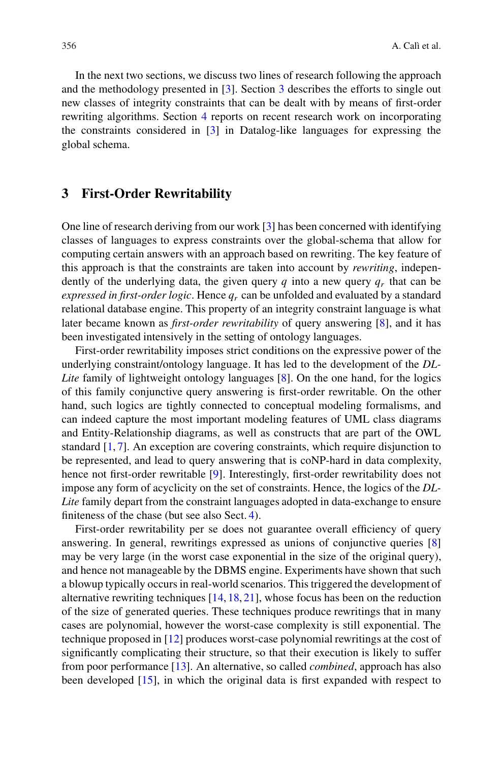In the next two sections, we discuss two lines of research following the approach and the methodology presented in [3]. Section 3 describes the efforts to single out new classes of integrity constraints that can be dealt with by means of first-order rewriting algorithms. Section 4 reports on recent research work on incorporating the constraints considered in [3] in Datalog-like languages for expressing the global schema.

## 3 First-Order Rewritability

One line of research deriving from our work [3] has been concerned with identifying classes of languages to express constraints over the global-schema that allow for computing certain answers with an approach based on rewriting. The key feature of this approach is that the constraints are taken into account by *rewriting*, independently of the underlying data, the given query $q$ into a new query $q_r$ that can be *expressed in first-order logic*. Hence $q_r$ can be unfolded and evaluated by a standard relational database engine. This property of an integrity constraint language is what later became known as *first-order rewritability* of query answering [8], and it has been investigated intensively in the setting of ontology languages.

First-order rewritability imposes strict conditions on the expressive power of the underlying constraint/ontology language. It has led to the development of the *DL-Lite* family of lightweight ontology languages [8]. On the one hand, for the logics of this family conjunctive query answering is first-order rewritable. On the other hand, such logics are tightly connected to conceptual modeling formalisms, and can indeed capture the most important modeling features of UML class diagrams and Entity-Relationship diagrams, as well as constructs that are part of the OWL standard [1, 7]. An exception are covering constraints, which require disjunction to be represented, and lead to query answering that is coNP-hard in data complexity, hence not first-order rewritable [9]. Interestingly, first-order rewritability does not impose any form of acyclicity on the set of constraints. Hence, the logics of the *DL-Lite* family depart from the constraint languages adopted in data-exchange to ensure finiteness of the chase (but see also Sect. 4).

First-order rewritability per se does not guarantee overall efficiency of query answering. In general, rewritings expressed as unions of conjunctive queries [8] may be very large (in the worst case exponential in the size of the original query), and hence not manageable by the DBMS engine. Experiments have shown that such a blowup typically occurs in real-world scenarios. This triggered the development of alternative rewriting techniques [14, 18, 21], whose focus has been on the reduction of the size of generated queries. These techniques produce rewritings that in many cases are polynomial, however the worst-case complexity is still exponential. The technique proposed in [12] produces worst-case polynomial rewritings at the cost of significantly complicating their structure, so that their execution is likely to suffer from poor performance [13]. An alternative, so called *combined*, approach has also been developed [15], in which the original data is first expanded with respect to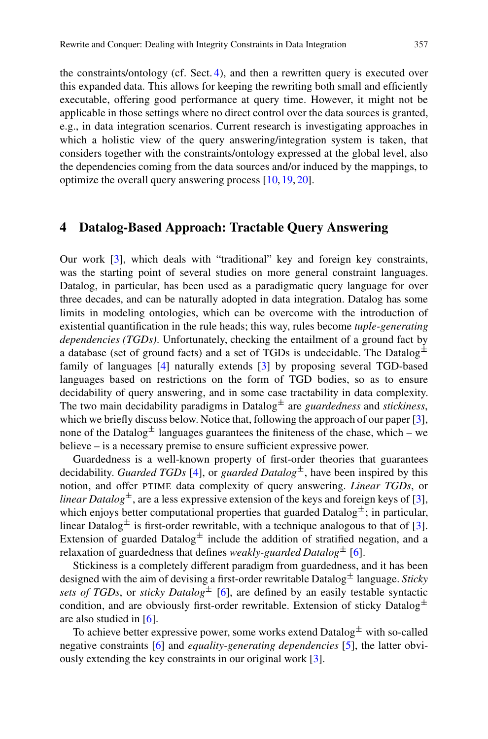the constraints/ontology (cf. Sect. 4), and then a rewritten query is executed over this expanded data. This allows for keeping the rewriting both small and efficiently executable, offering good performance at query time. However, it might not be applicable in those settings where no direct control over the data sources is granted, e.g., in data integration scenarios. Current research is investigating approaches in which a holistic view of the query answering/integration system is taken, that considers together with the constraints/ontology expressed at the global level, also the dependencies coming from the data sources and/or induced by the mappings, to optimize the overall query answering process [10, 19, 20].

## 4 Datalog-Based Approach: Tractable Query Answering

Our work [3], which deals with "traditional" key and foreign key constraints, was the starting point of several studies on more general constraint languages. Datalog, in particular, has been used as a paradigmatic query language for over three decades, and can be naturally adopted in data integration. Datalog has some limits in modeling ontologies, which can be overcome with the introduction of existential quantification in the rule heads; this way, rules become *tuple-generating dependencies (TGDs)*. Unfortunately, checking the entailment of a ground fact by a database (set of ground facts) and a set of TGDs is undecidable. The Datalog$^\pm$ family of languages [4] naturally extends [3] by proposing several TGD-based languages based on restrictions on the form of TGD bodies, so as to ensure decidability of query answering, and in some case tractability in data complexity. The two main decidability paradigms in Datalog$^\pm$ are *guardedness* and *stickiness*, which we briefly discuss below. Notice that, following the approach of our paper [3], none of the Datalog$^\pm$ languages guarantees the finiteness of the chase, which – we believe – is a necessary premise to ensure sufficient expressive power.

Guardedness is a well-known property of first-order theories that guarantees decidability. *Guarded TGDs* [4], or *guarded Datalog*$^\pm$, have been inspired by this notion, and offer PTIME data complexity of query answering. *Linear TGDs*, or *linear Datalog*$^\pm$, are a less expressive extension of the keys and foreign keys of [3], which enjoys better computational properties that guarded Datalog$^\pm$; in particular, linear Datalog$^\pm$ is first-order rewritable, with a technique analogous to that of [3]. Extension of guarded Datalog$^\pm$ include the addition of stratified negation, and a relaxation of guardedness that defines *weakly-guarded Datalog*$^\pm$ [6].

Stickiness is a completely different paradigm from guardedness, and it has been designed with the aim of devising a first-order rewritable Datalog$^\pm$ language. *Sticky sets of TGDs*, or *sticky Datalog*$^\pm$ [6], are defined by an easily testable syntactic condition, and are obviously first-order rewritable. Extension of sticky Datalog$^\pm$ are also studied in [6].

To achieve better expressive power, some works extend Datalog$^\pm$ with so-called negative constraints [6] and *equality-generating dependencies* [5], the latter obviously extending the key constraints in our original work [3].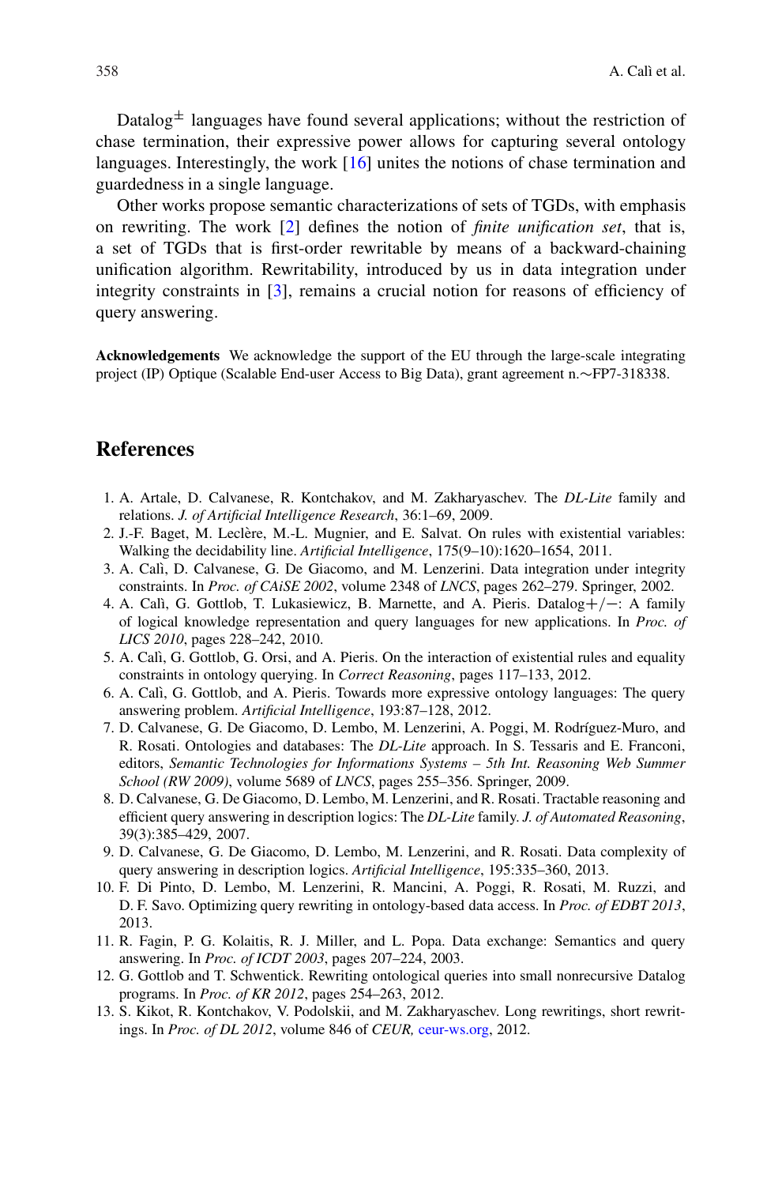Datalog$^{\pm}$ languages have found several applications; without the restriction of chase termination, their expressive power allows for capturing several ontology languages. Interestingly, the work [16] unites the notions of chase termination and guardedness in a single language.

Other works propose semantic characterizations of sets of TGDs, with emphasis on rewriting. The work [2] defines the notion of *finite unification set*, that is, a set of TGDs that is first-order rewritable by means of a backward-chaining unification algorithm. Rewritability, introduced by us in data integration under integrity constraints in [3], remains a crucial notion for reasons of efficiency of query answering.

**Acknowledgements** We acknowledge the support of the EU through the large-scale integrating project (IP) Optique (Scalable End-user Access to Big Data), grant agreement n.∼FP7-318338.

## References

1. A. Artale, D. Calvanese, R. Kontchakov, and M. Zakharyaschev. The *DL-Lite* family and relations. *J. of Artificial Intelligence Research*, 36:1–69, 2009.
2. J.-F. Baget, M. Leclère, M.-L. Mugnier, and E. Salvat. On rules with existential variables: Walking the decidability line. *Artificial Intelligence*, 175(9–10):1620–1654, 2011.
3. A. Calì, D. Calvanese, G. De Giacomo, and M. Lenzerini. Data integration under integrity constraints. In *Proc. of CAiSE 2002*, volume 2348 of *LNCS*, pages 262–279. Springer, 2002.
4. A. Calì, G. Gottlob, T. Lukasiewicz, B. Marnette, and A. Pieris. Datalog+/−: A family of logical knowledge representation and query languages for new applications. In *Proc. of LICS 2010*, pages 228–242, 2010.
5. A. Calì, G. Gottlob, G. Orsi, and A. Pieris. On the interaction of existential rules and equality constraints in ontology querying. In *Correct Reasoning*, pages 117–133, 2012.
6. A. Calì, G. Gottlob, and A. Pieris. Towards more expressive ontology languages: The query answering problem. *Artificial Intelligence*, 193:87–128, 2012.
7. D. Calvanese, G. De Giacomo, D. Lembo, M. Lenzerini, A. Poggi, M. Rodríguez-Muro, and R. Rosati. Ontologies and databases: The *DL-Lite* approach. In S. Tessaris and E. Franconi, editors, *Semantic Technologies for Informations Systems – 5th Int. Reasoning Web Summer School (RW 2009)*, volume 5689 of *LNCS*, pages 255–356. Springer, 2009.
8. D. Calvanese, G. De Giacomo, D. Lembo, M. Lenzerini, and R. Rosati. Tractable reasoning and efficient query answering in description logics: The *DL-Lite* family. *J. of Automated Reasoning*, 39(3):385–429, 2007.
9. D. Calvanese, G. De Giacomo, D. Lembo, M. Lenzerini, and R. Rosati. Data complexity of query answering in description logics. *Artificial Intelligence*, 195:335–360, 2013.
10. F. Di Pinto, D. Lembo, M. Lenzerini, R. Mancini, A. Poggi, R. Rosati, M. Ruzzi, and D. F. Savo. Optimizing query rewriting in ontology-based data access. In *Proc. of EDBT 2013*, 2013.
11. R. Fagin, P. G. Kolaitis, R. J. Miller, and L. Popa. Data exchange: Semantics and query answering. In *Proc. of ICDT 2003*, pages 207–224, 2003.
12. G. Gottlob and T. Schwentick. Rewriting ontological queries into small nonrecursive Datalog programs. In *Proc. of KR 2012*, pages 254–263, 2012.
13. S. Kikot, R. Kontchakov, V. Podolskii, and M. Zakharyaschev. Long rewritings, short rewritings. In *Proc. of DL 2012*, volume 846 of *CEUR,* ceur-ws.org, 2012.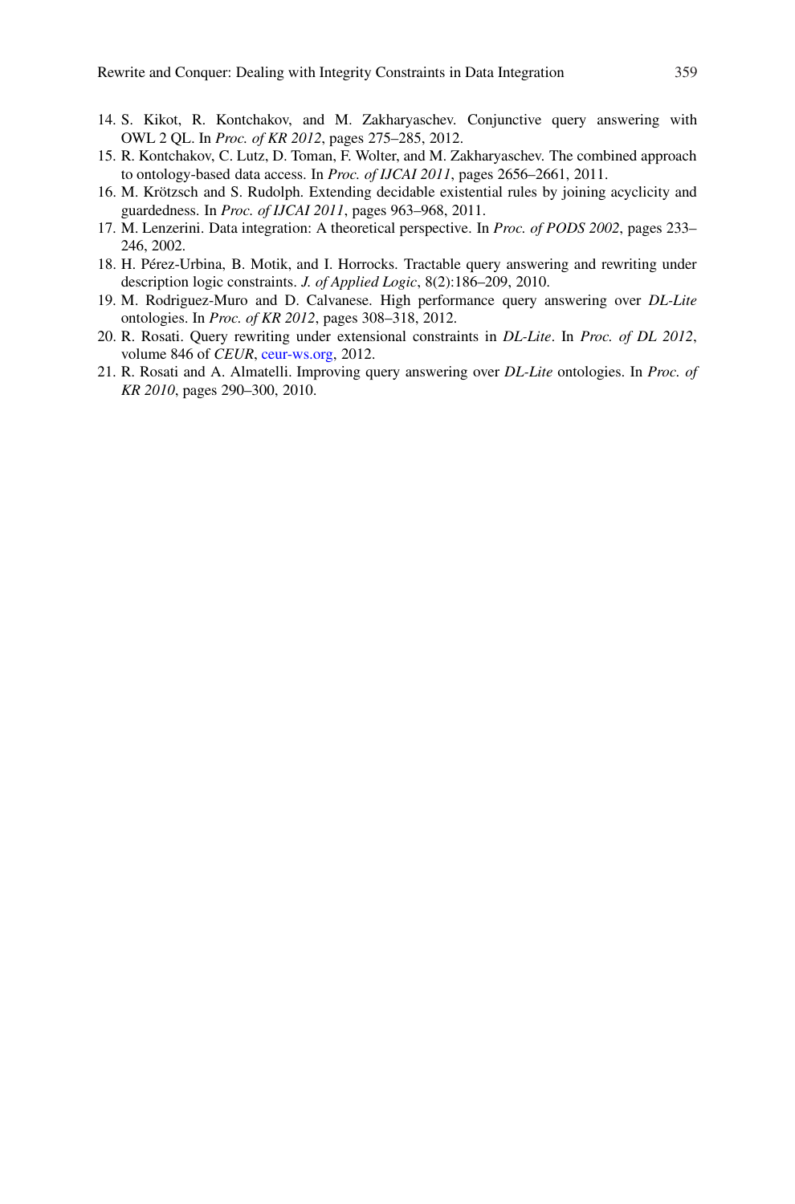14. S. Kikot, R. Kontchakov, and M. Zakharyaschev. Conjunctive query answering with OWL 2 QL. In *Proc. of KR 2012*, pages 275–285, 2012.
15. R. Kontchakov, C. Lutz, D. Toman, F. Wolter, and M. Zakharyaschev. The combined approach to ontology-based data access. In *Proc. of IJCAI 2011*, pages 2656–2661, 2011.
16. M. Krötzsch and S. Rudolph. Extending decidable existential rules by joining acyclicity and guardedness. In *Proc. of IJCAI 2011*, pages 963–968, 2011.
17. M. Lenzerini. Data integration: A theoretical perspective. In *Proc. of PODS 2002*, pages 233–246, 2002.
18. H. Pérez-Urbina, B. Motik, and I. Horrocks. Tractable query answering and rewriting under description logic constraints. *J. of Applied Logic*, 8(2):186–209, 2010.
19. M. Rodriguez-Muro and D. Calvanese. High performance query answering over *DL-Lite* ontologies. In *Proc. of KR 2012*, pages 308–318, 2012.
20. R. Rosati. Query rewriting under extensional constraints in *DL-Lite*. In *Proc. of DL 2012*, volume 846 of *CEUR*, ceur-ws.org, 2012.
21. R. Rosati and A. Almatelli. Improving query answering over *DL-Lite* ontologies. In *Proc. of KR 2010*, pages 290–300, 2010.